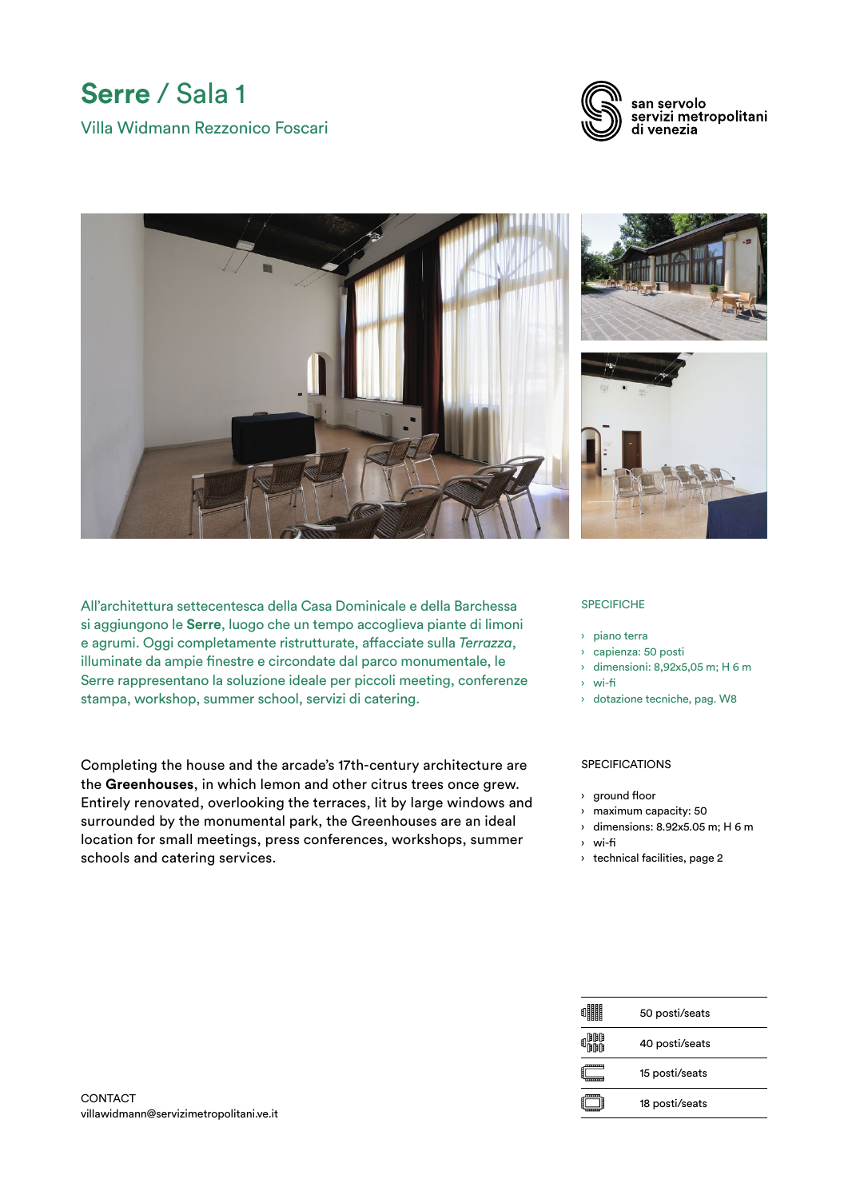# Serre / Sala 1

Villa Widmann Rezzonico Foscari

san servolo
servizi metropolitani
di venezia

All'architettura settecentesca della Casa Dominicale e della Barchessa si aggiungono le **Serre**, luogo che un tempo accoglieva piante di limoni e agrumi. Oggi completamente ristrutturate, affacciate sulla *Terrazza*, illuminate da ampie finestre e circondate dal parco monumentale, le Serre rappresentano la soluzione ideale per piccoli meeting, conferenze stampa, workshop, summer school, servizi di catering.

Completing the house and the arcade's 17th-century architecture are the **Greenhouses**, in which lemon and other citrus trees once grew. Entirely renovated, overlooking the terraces, lit by large windows and surrounded by the monumental park, the Greenhouses are an ideal location for small meetings, press conferences, workshops, summer schools and catering services.

SPECIFICHE

- piano terra
- capienza: 50 posti
- dimensioni: 8,92x5,05 m; H 6 m
- wi-fi
- dotazione tecniche, pag. W8

SPECIFICATIONS

- ground floor
- maximum capacity: 50
- dimensions: 8.92x5.05 m; H 6 m
- wi-fi
- technical facilities, page 2

| | |
|---|---|
| | 50 posti/seats |
| | 40 posti/seats |
| | 15 posti/seats |
| | 18 posti/seats |

CONTACT
villawidmann@servizimetropolitani.ve.it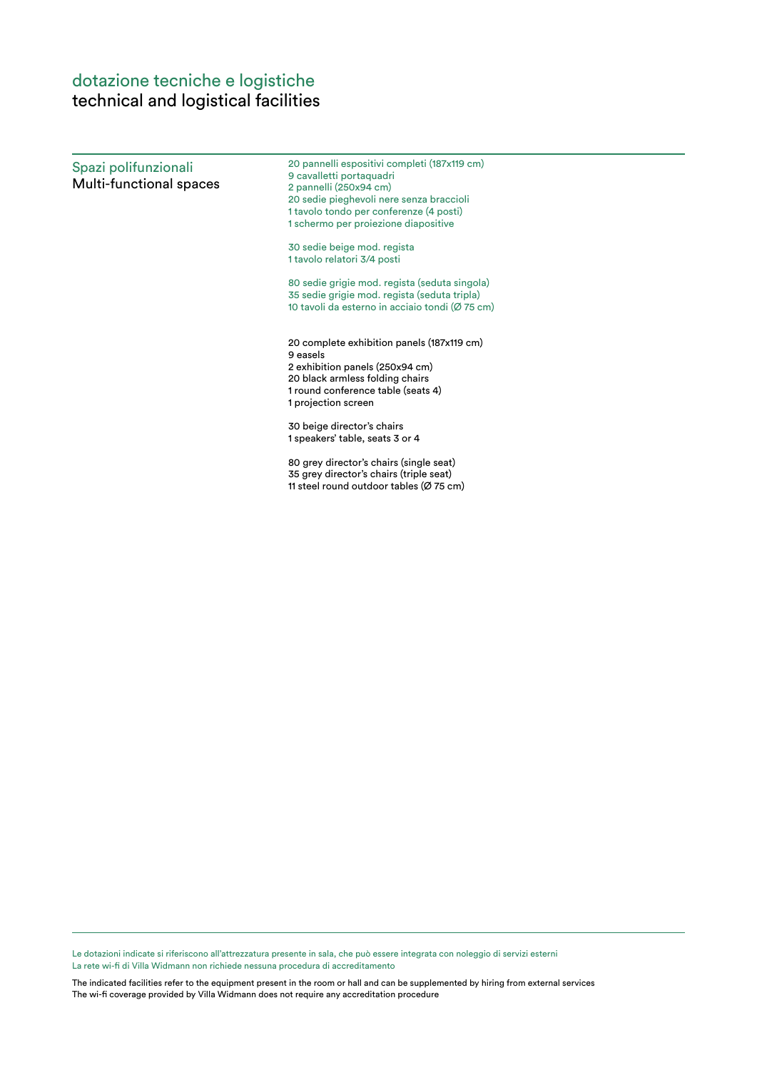## dotazione tecniche e logistiche
## technical and logistical facilities

### Spazi polifunzionali
### Multi-functional spaces

20 pannelli espositivi completi (187x119 cm)
9 cavalletti portaquadri
2 pannelli (250x94 cm)
20 sedie pieghevoli nere senza braccioli
1 tavolo tondo per conferenze (4 posti)
1 schermo per proiezione diapositive

30 sedie beige mod. regista
1 tavolo relatori 3/4 posti

80 sedie grigie mod. regista (seduta singola)
35 sedie grigie mod. regista (seduta tripla)
10 tavoli da esterno in acciaio tondi (Ø 75 cm)

20 complete exhibition panels (187x119 cm)
9 easels
2 exhibition panels (250x94 cm)
20 black armless folding chairs
1 round conference table (seats 4)
1 projection screen

30 beige director's chairs
1 speakers' table, seats 3 or 4

80 grey director's chairs (single seat)
35 grey director's chairs (triple seat)
11 steel round outdoor tables (Ø 75 cm)

---

Le dotazioni indicate si riferiscono all'attrezzatura presente in sala, che può essere integrata con noleggio di servizi esterni
La rete wi-fi di Villa Widmann non richiede nessuna procedura di accreditamento

The indicated facilities refer to the equipment present in the room or hall and can be supplemented by hiring from external services
The wi-fi coverage provided by Villa Widmann does not require any accreditation procedure